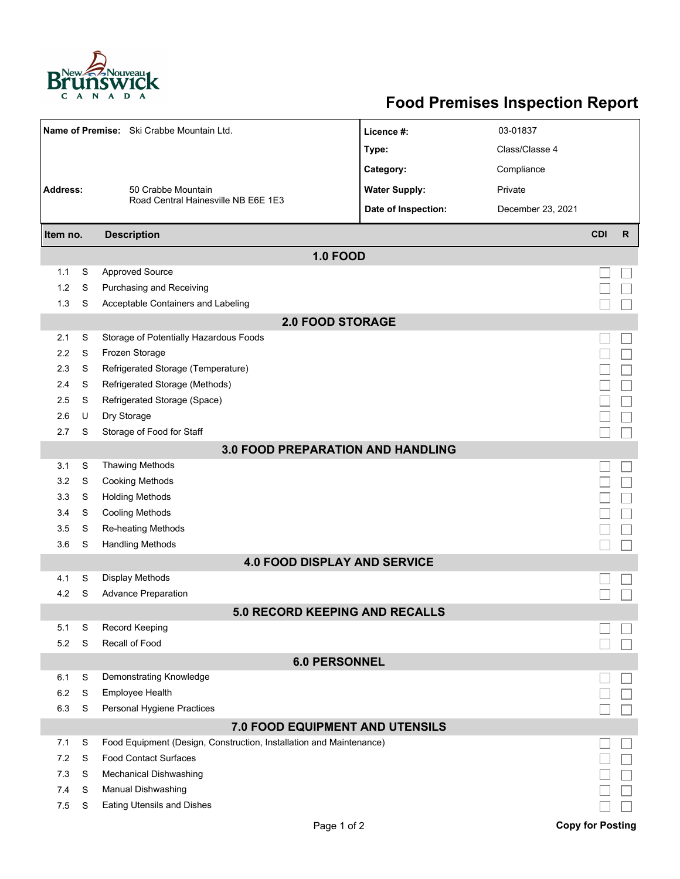# Food Premises Inspection Report

| | | | |
|---|---|---|---|
| **Name of Premise:** | Ski Crabbe Mountain Ltd. | **Licence #:** | 03-01837 |
| | | **Type:** | Class/Classe 4 |
| | | **Category:** | Compliance |
| **Address:** | 50 Crabbe Mountain Road Central Hainesville NB E6E 1E3 | **Water Supply:** | Private |
| | | **Date of Inspection:** | December 23, 2021 |

| Item no. | | Description | CDI | R |
|---|---|---|---|---|
| **1.0 FOOD** | | | | |
| 1.1 | S | Approved Source | ☐ | ☐ |
| 1.2 | S | Purchasing and Receiving | ☐ | ☐ |
| 1.3 | S | Acceptable Containers and Labeling | ☐ | ☐ |
| **2.0 FOOD STORAGE** | | | | |
| 2.1 | S | Storage of Potentially Hazardous Foods | ☐ | ☐ |
| 2.2 | S | Frozen Storage | ☐ | ☐ |
| 2.3 | S | Refrigerated Storage (Temperature) | ☐ | ☐ |
| 2.4 | S | Refrigerated Storage (Methods) | ☐ | ☐ |
| 2.5 | S | Refrigerated Storage (Space) | ☐ | ☐ |
| 2.6 | U | Dry Storage | ☐ | ☐ |
| 2.7 | S | Storage of Food for Staff | ☐ | ☐ |
| **3.0 FOOD PREPARATION AND HANDLING** | | | | |
| 3.1 | S | Thawing Methods | ☐ | ☐ |
| 3.2 | S | Cooking Methods | ☐ | ☐ |
| 3.3 | S | Holding Methods | ☐ | ☐ |
| 3.4 | S | Cooling Methods | ☐ | ☐ |
| 3.5 | S | Re-heating Methods | ☐ | ☐ |
| 3.6 | S | Handling Methods | ☐ | ☐ |
| **4.0 FOOD DISPLAY AND SERVICE** | | | | |
| 4.1 | S | Display Methods | ☐ | ☐ |
| 4.2 | S | Advance Preparation | ☐ | ☐ |
| **5.0 RECORD KEEPING AND RECALLS** | | | | |
| 5.1 | S | Record Keeping | ☐ | ☐ |
| 5.2 | S | Recall of Food | ☐ | ☐ |
| **6.0 PERSONNEL** | | | | |
| 6.1 | S | Demonstrating Knowledge | ☐ | ☐ |
| 6.2 | S | Employee Health | ☐ | ☐ |
| 6.3 | S | Personal Hygiene Practices | ☐ | ☐ |
| **7.0 FOOD EQUIPMENT AND UTENSILS** | | | | |
| 7.1 | S | Food Equipment (Design, Construction, Installation and Maintenance) | ☐ | ☐ |
| 7.2 | S | Food Contact Surfaces | ☐ | ☐ |
| 7.3 | S | Mechanical Dishwashing | ☐ | ☐ |
| 7.4 | S | Manual Dishwashing | ☐ | ☐ |
| 7.5 | S | Eating Utensils and Dishes | ☐ | ☐ |

**Copy for Posting**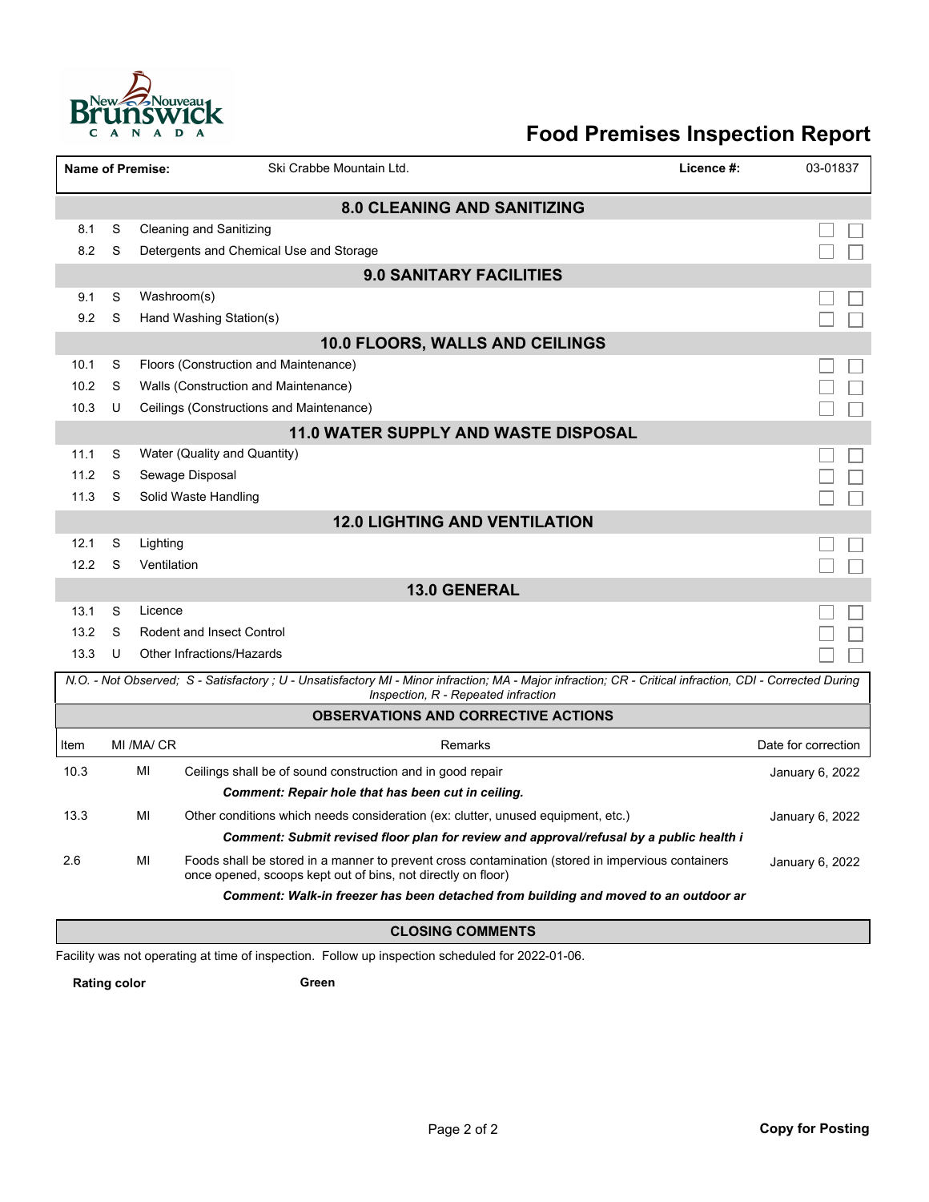# Food Premises Inspection Report

| Name of Premise: | Ski Crabbe Mountain Ltd. | Licence #: | 03-01837 |
|---|---|---|---|

## 8.0 CLEANING AND SANITIZING

| | | | | |
|---|---|---|---|---|
| 8.1 | S | Cleaning and Sanitizing | ☐ | ☐ |
| 8.2 | S | Detergents and Chemical Use and Storage | ☐ | ☐ |

## 9.0 SANITARY FACILITIES

| | | | | |
|---|---|---|---|---|
| 9.1 | S | Washroom(s) | ☐ | ☐ |
| 9.2 | S | Hand Washing Station(s) | ☐ | ☐ |

## 10.0 FLOORS, WALLS AND CEILINGS

| | | | | |
|---|---|---|---|---|
| 10.1 | S | Floors (Construction and Maintenance) | ☐ | ☐ |
| 10.2 | S | Walls (Construction and Maintenance) | ☐ | ☐ |
| 10.3 | U | Ceilings (Constructions and Maintenance) | ☐ | ☐ |

## 11.0 WATER SUPPLY AND WASTE DISPOSAL

| | | | | |
|---|---|---|---|---|
| 11.1 | S | Water (Quality and Quantity) | ☐ | ☐ |
| 11.2 | S | Sewage Disposal | ☐ | ☐ |
| 11.3 | S | Solid Waste Handling | ☐ | ☐ |

## 12.0 LIGHTING AND VENTILATION

| | | | | |
|---|---|---|---|---|
| 12.1 | S | Lighting | ☐ | ☐ |
| 12.2 | S | Ventilation | ☐ | ☐ |

## 13.0 GENERAL

| | | | | |
|---|---|---|---|---|
| 13.1 | S | Licence | ☐ | ☐ |
| 13.2 | S | Rodent and Insect Control | ☐ | ☐ |
| 13.3 | U | Other Infractions/Hazards | ☐ | ☐ |

*N.O. - Not Observed; S - Satisfactory ; U - Unsatisfactory MI - Minor infraction; MA - Major infraction; CR - Critical infraction, CDI - Corrected During Inspection, R - Repeated infraction*

## OBSERVATIONS AND CORRECTIVE ACTIONS

| Item | MI /MA/ CR | Remarks | Date for correction |
|---|---|---|---|
| 10.3 | MI | Ceilings shall be of sound construction and in good repair | January 6, 2022 |
| | | ***Comment: Repair hole that has been cut in ceiling.*** | |
| 13.3 | MI | Other conditions which needs consideration (ex: clutter, unused equipment, etc.) | January 6, 2022 |
| | | ***Comment: Submit revised floor plan for review and approval/refusal by a public health i*** | |
| 2.6 | MI | Foods shall be stored in a manner to prevent cross contamination (stored in impervious containers once opened, scoops kept out of bins, not directly on floor) | January 6, 2022 |
| | | ***Comment: Walk-in freezer has been detached from building and moved to an outdoor ar*** | |

## CLOSING COMMENTS

Facility was not operating at time of inspection. Follow up inspection scheduled for 2022-01-06.

**Rating color** **Green**

**Copy for Posting**